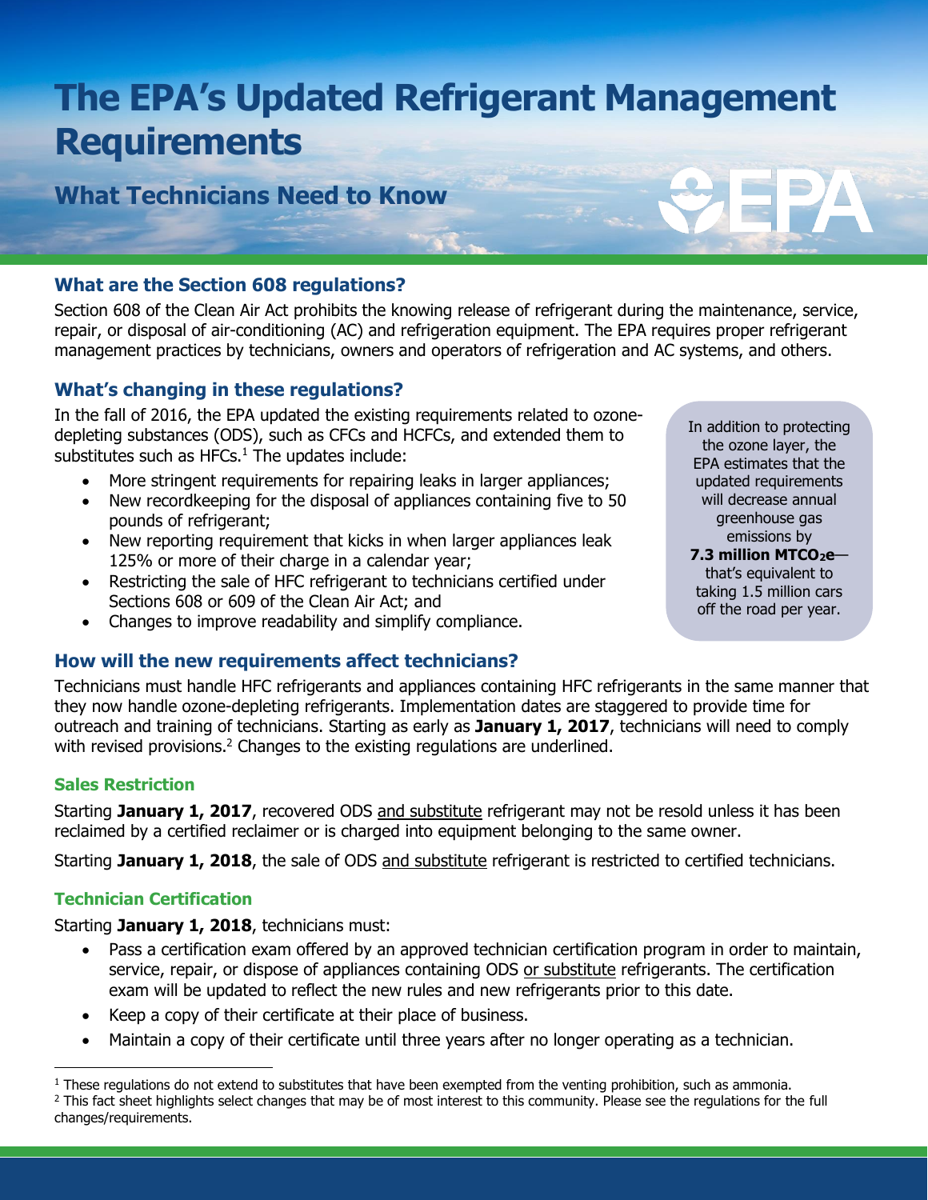# The EPA's Updated Refrigerant Management Requirements

## What Technicians Need to Know

### What are the Section 608 regulations?

Section 608 of the Clean Air Act prohibits the knowing release of refrigerant during the maintenance, service, repair, or disposal of air-conditioning (AC) and refrigeration equipment. The EPA requires proper refrigerant management practices by technicians, owners and operators of refrigeration and AC systems, and others.

### What's changing in these regulations?

In the fall of 2016, the EPA updated the existing requirements related to ozone-depleting substances (ODS), such as CFCs and HCFCs, and extended them to substitutes such as HFCs.[1] The updates include:

- More stringent requirements for repairing leaks in larger appliances;
- New recordkeeping for the disposal of appliances containing five to 50 pounds of refrigerant;
- New reporting requirement that kicks in when larger appliances leak 125% or more of their charge in a calendar year;
- Restricting the sale of HFC refrigerant to technicians certified under Sections 608 or 609 of the Clean Air Act; and
- Changes to improve readability and simplify compliance.

In addition to protecting the ozone layer, the EPA estimates that the updated requirements will decrease annual greenhouse gas emissions by **7.3 million $MTCO_2e$**—that's equivalent to taking 1.5 million cars off the road per year.

### How will the new requirements affect technicians?

Technicians must handle HFC refrigerants and appliances containing HFC refrigerants in the same manner that they now handle ozone-depleting refrigerants. Implementation dates are staggered to provide time for outreach and training of technicians. Starting as early as **January 1, 2017**, technicians will need to comply with revised provisions.[2] Changes to the existing regulations are underlined.

#### Sales Restriction

Starting **January 1, 2017**, recovered ODS <u>and substitute</u> refrigerant may not be resold unless it has been reclaimed by a certified reclaimer or is charged into equipment belonging to the same owner.

Starting **January 1, 2018**, the sale of ODS <u>and substitute</u> refrigerant is restricted to certified technicians.

#### Technician Certification

Starting **January 1, 2018**, technicians must:

- Pass a certification exam offered by an approved technician certification program in order to maintain, service, repair, or dispose of appliances containing ODS <u>or substitute</u> refrigerants. The certification exam will be updated to reflect the new rules and new refrigerants prior to this date.
- Keep a copy of their certificate at their place of business.
- Maintain a copy of their certificate until three years after no longer operating as a technician.

---

[1] These regulations do not extend to substitutes that have been exempted from the venting prohibition, such as ammonia.

[2] This fact sheet highlights select changes that may be of most interest to this community. Please see the regulations for the full changes/requirements.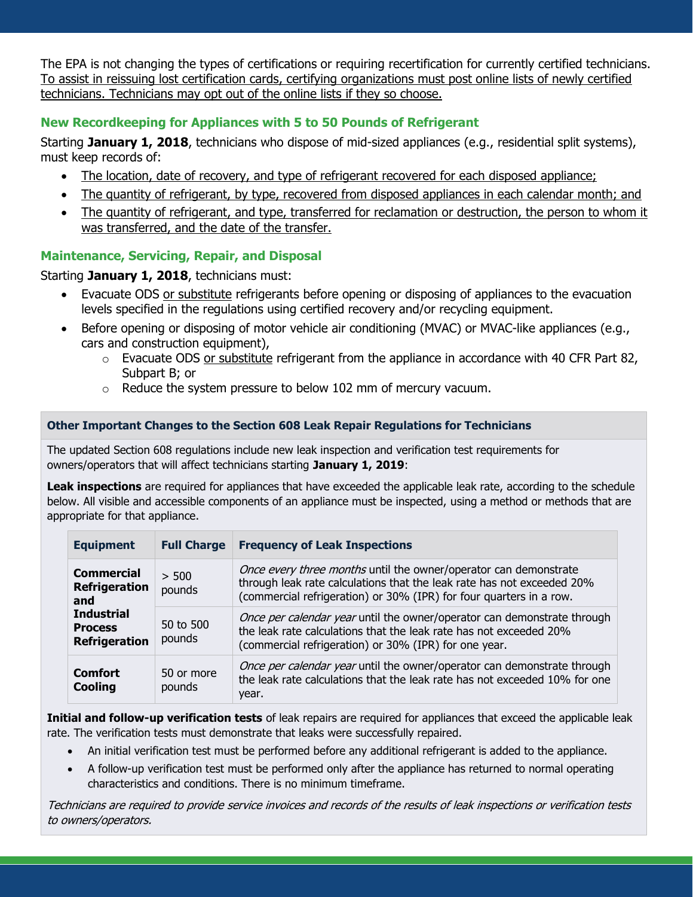The EPA is not changing the types of certifications or requiring recertification for currently certified technicians. To assist in reissuing lost certification cards, certifying organizations must post online lists of newly certified technicians. Technicians may opt out of the online lists if they so choose.

### New Recordkeeping for Appliances with 5 to 50 Pounds of Refrigerant

Starting **January 1, 2018**, technicians who dispose of mid-sized appliances (e.g., residential split systems), must keep records of:

- The location, date of recovery, and type of refrigerant recovered for each disposed appliance;
- The quantity of refrigerant, by type, recovered from disposed appliances in each calendar month; and
- The quantity of refrigerant, and type, transferred for reclamation or destruction, the person to whom it was transferred, and the date of the transfer.

### Maintenance, Servicing, Repair, and Disposal

Starting **January 1, 2018**, technicians must:

- Evacuate ODS or substitute refrigerants before opening or disposing of appliances to the evacuation levels specified in the regulations using certified recovery and/or recycling equipment.
- Before opening or disposing of motor vehicle air conditioning (MVAC) or MVAC-like appliances (e.g., cars and construction equipment),
  - Evacuate ODS or substitute refrigerant from the appliance in accordance with 40 CFR Part 82, Subpart B; or
  - Reduce the system pressure to below 102 mm of mercury vacuum.

#### Other Important Changes to the Section 608 Leak Repair Regulations for Technicians

The updated Section 608 regulations include new leak inspection and verification test requirements for owners/operators that will affect technicians starting **January 1, 2019**:

**Leak inspections** are required for appliances that have exceeded the applicable leak rate, according to the schedule below. All visible and accessible components of an appliance must be inspected, using a method or methods that are appropriate for that appliance.

| Equipment | Full Charge | Frequency of Leak Inspections |
|---|---|---|
| **Commercial Refrigeration and Industrial Process Refrigeration** | > 500 pounds | *Once every three months* until the owner/operator can demonstrate through leak rate calculations that the leak rate has not exceeded 20% (commercial refrigeration) or 30% (IPR) for four quarters in a row. |
| | 50 to 500 pounds | *Once per calendar year* until the owner/operator can demonstrate through the leak rate calculations that the leak rate has not exceeded 20% (commercial refrigeration) or 30% (IPR) for one year. |
| **Comfort Cooling** | 50 or more pounds | *Once per calendar year* until the owner/operator can demonstrate through the leak rate calculations that the leak rate has not exceeded 10% for one year. |

**Initial and follow-up verification tests** of leak repairs are required for appliances that exceed the applicable leak rate. The verification tests must demonstrate that leaks were successfully repaired.

- An initial verification test must be performed before any additional refrigerant is added to the appliance.
- A follow-up verification test must be performed only after the appliance has returned to normal operating characteristics and conditions. There is no minimum timeframe.

*Technicians are required to provide service invoices and records of the results of leak inspections or verification tests to owners/operators.*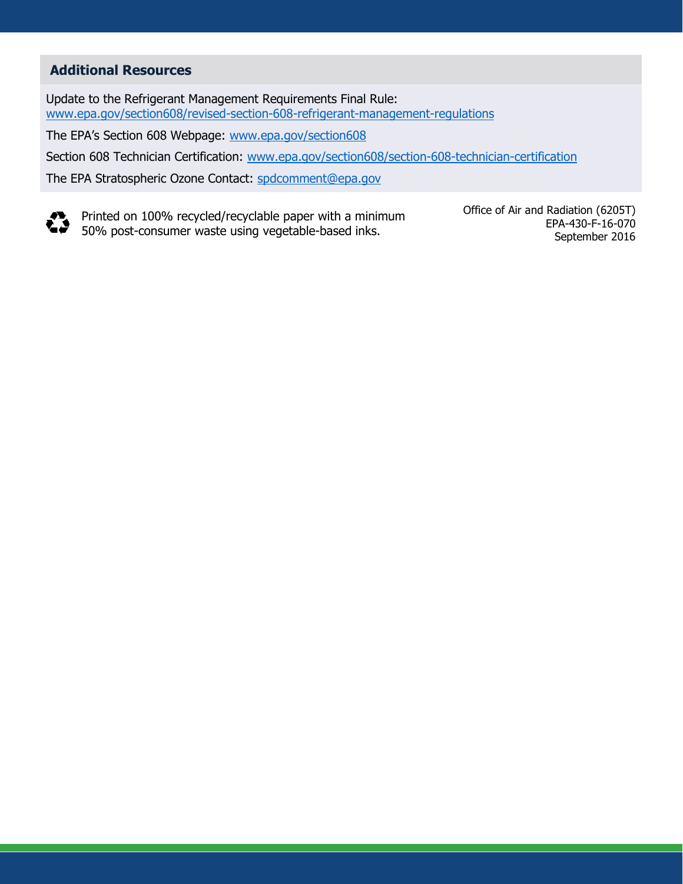## Additional Resources

Update to the Refrigerant Management Requirements Final Rule:
www.epa.gov/section608/revised-section-608-refrigerant-management-regulations

The EPA's Section 608 Webpage: www.epa.gov/section608

Section 608 Technician Certification: www.epa.gov/section608/section-608-technician-certification

The EPA Stratospheric Ozone Contact: spdcomment@epa.gov

Printed on 100% recycled/recyclable paper with a minimum 50% post-consumer waste using vegetable-based inks.

Office of Air and Radiation (6205T)
EPA-430-F-16-070
September 2016